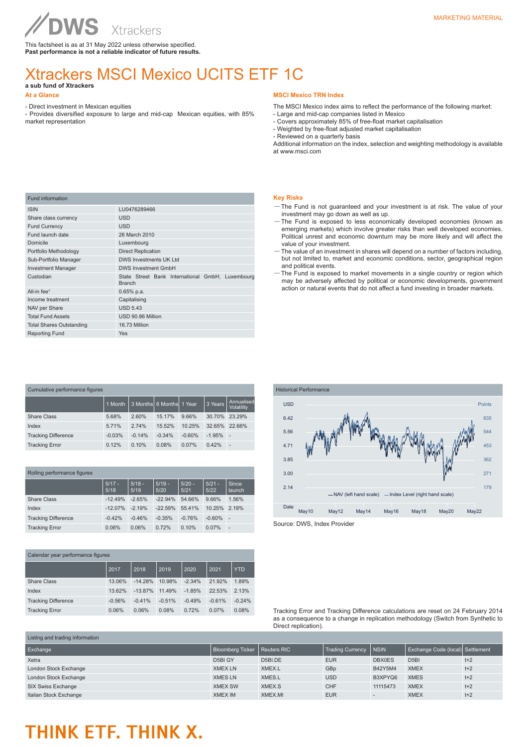MARKETING MATERIAL

DWS Xtrackers

This factsheet is as at 31 May 2022 unless otherwise specified.
**Past performance is not a reliable indicator of future results.**

# Xtrackers MSCI Mexico UCITS ETF 1C

**a sub fund of Xtrackers**

## At a Glance

- Direct investment in Mexican equities
- Provides diversified exposure to large and mid-cap Mexican equities, with 85% market representation

## MSCI Mexico TRN Index

The MSCI Mexico index aims to reflect the performance of the following market:
- Large and mid-cap companies listed in Mexico
- Covers approximately 85% of free-float market capitalisation
- Weighted by free-float adjusted market capitalisation
- Reviewed on a quarterly basis

Additional information on the index, selection and weighting methodology is available at www.msci.com

| Fund information | |
|---|---|
| ISIN | LU0476289466 |
| Share class currency | USD |
| Fund Currency | USD |
| Fund launch date | 26 March 2010 |
| Domicile | Luxembourg |
| Portfolio Methodology | Direct Replication |
| Sub-Portfolio Manager | DWS Investments UK Ltd |
| Investment Manager | DWS Investment GmbH |
| Custodian | State Street Bank International GmbH, Luxembourg Branch |
| All-in fee[1] | 0.65% p.a. |
| Income treatment | Capitalising |
| NAV per Share | USD 5.43 |
| Total Fund Assets | USD 90.86 Million |
| Total Shares Outstanding | 16.73 Million |
| Reporting Fund | Yes |

## Key Risks

- The Fund is not guaranteed and your investment is at risk. The value of your investment may go down as well as up.
- The Fund is exposed to less economically developed economies (known as emerging markets) which involve greater risks than well developed economies. Political unrest and economic downturn may be more likely and will affect the value of your investment.
- The value of an investment in shares will depend on a number of factors including, but not limited to, market and economic conditions, sector, geographical region and political events.
- The Fund is exposed to market movements in a single country or region which may be adversely affected by political or economic developments, government action or natural events that do not affect a fund investing in broader markets.

### Cumulative performance figures

| | 1 Month | 3 Months | 6 Months | 1 Year | 3 Years | Annualised Volatility |
|---|---|---|---|---|---|---|
| Share Class | 5.68% | 2.60% | 15.17% | 9.66% | 30.70% | 23.29% |
| Index | 5.71% | 2.74% | 15.52% | 10.25% | 32.65% | 22.66% |
| Tracking Difference | -0.03% | -0.14% | -0.34% | -0.60% | -1.95% | - |
| Tracking Error | 0.12% | 0.10% | 0.08% | 0.07% | 0.42% | - |

### Historical Performance

Chart: NAV (left hand scale, USD 2.14 to 6.42) and Index Level (right hand scale, points 179 to 635), May10 to May22.

Source: DWS, Index Provider

### Rolling performance figures

| | 5/17 - 5/18 | 5/18 - 5/19 | 5/19 - 5/20 | 5/20 - 5/21 | 5/21 - 5/22 | Since launch |
|---|---|---|---|---|---|---|
| Share Class | -12.49% | -2.65% | -22.94% | 54.66% | 9.66% | 1.56% |
| Index | -12.07% | -2.19% | -22.59% | 55.41% | 10.25% | 2.19% |
| Tracking Difference | -0.42% | -0.46% | -0.35% | -0.76% | -0.60% | - |
| Tracking Error | 0.06% | 0.06% | 0.72% | 0.10% | 0.07% | - |

### Calendar year performance figures

| | 2017 | 2018 | 2019 | 2020 | 2021 | YTD |
|---|---|---|---|---|---|---|
| Share Class | 13.06% | -14.28% | 10.98% | -2.34% | 21.92% | 1.89% |
| Index | 13.62% | -13.87% | 11.49% | -1.85% | 22.53% | 2.13% |
| Tracking Difference | -0.56% | -0.41% | -0.51% | -0.49% | -0.61% | -0.24% |
| Tracking Error | 0.06% | 0.06% | 0.08% | 0.72% | 0.07% | 0.08% |

Tracking Error and Tracking Difference calculations are reset on 24 February 2014 as a consequence to a change in replication methodology (Switch from Synthetic to Direct replication).

### Listing and trading information

| Exchange | Bloomberg Ticker | Reuters RIC | Trading Currency | NSIN | Exchange Code (local) | Settlement |
|---|---|---|---|---|---|---|
| Xetra | D5BI GY | D5BI.DE | EUR | DBX0ES | D5BI | t+2 |
| London Stock Exchange | XMEX LN | XMEX.L | GBp | B42Y5M4 | XMEX | t+2 |
| London Stock Exchange | XMES LN | XMES.L | USD | B3XPYQ6 | XMES | t+2 |
| SIX Swiss Exchange | XMEX SW | XMEX.S | CHF | 11115473 | XMEX | t+2 |
| Italian Stock Exchange | XMEX IM | XMEX.MI | EUR | - | XMEX | t+2 |

THINK ETF. THINK X.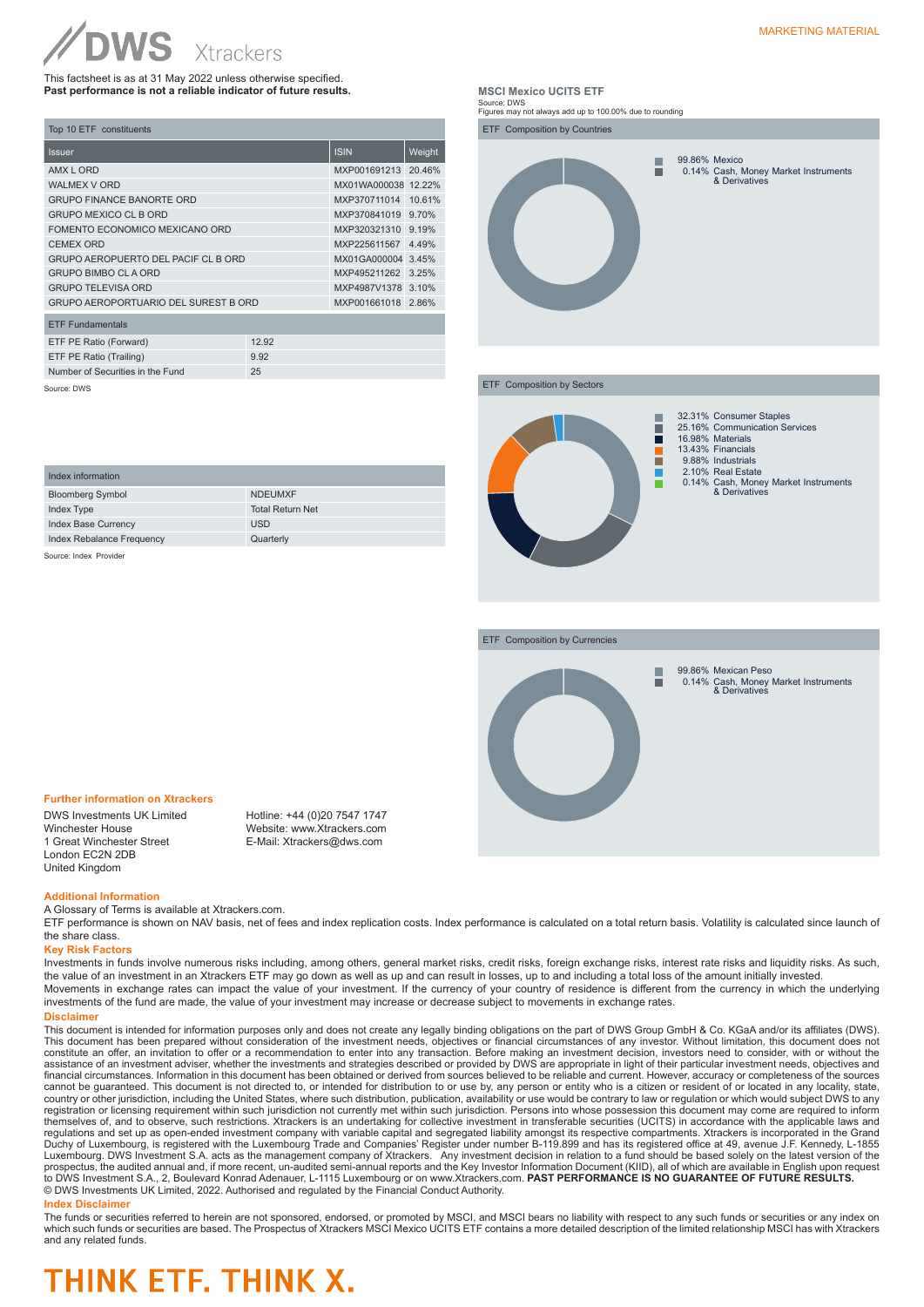This factsheet is as at 31 May 2022 unless otherwise specified.
**Past performance is not a reliable indicator of future results.**

MARKETING MATERIAL

## MSCI Mexico UCITS ETF

Source: DWS
Figures may not always add up to 100.00% due to rounding

### Top 10 ETF constituents

| Issuer | ISIN | Weight |
|---|---|---|
| AMX L ORD | MXP001691213 | 20.46% |
| WALMEX V ORD | MX01WA000038 | 12.22% |
| GRUPO FINANCE BANORTE ORD | MXP370711014 | 10.61% |
| GRUPO MEXICO CL B ORD | MXP370841019 | 9.70% |
| FOMENTO ECONOMICO MEXICANO ORD | MXP320321310 | 9.19% |
| CEMEX ORD | MXP225611567 | 4.49% |
| GRUPO AEROPUERTO DEL PACIF CL B ORD | MX01GA000004 | 3.45% |
| GRUPO BIMBO CL A ORD | MXP495211262 | 3.25% |
| GRUPO TELEVISA ORD | MXP4987V1378 | 3.10% |
| GRUPO AEROPORTUARIO DEL SUREST B ORD | MXP001661018 | 2.86% |

### ETF Fundamentals

| | |
|---|---|
| ETF PE Ratio (Forward) | 12.92 |
| ETF PE Ratio (Trailing) | 9.92 |
| Number of Securities in the Fund | 25 |

Source: DWS

### ETF Composition by Countries

99.86% Mexico
0.14% Cash, Money Market Instruments & Derivatives

### ETF Composition by Sectors

32.31% Consumer Staples
25.16% Communication Services
16.98% Materials
13.43% Financials
9.88% Industrials
2.10% Real Estate
0.14% Cash, Money Market Instruments & Derivatives

### Index information

| | |
|---|---|
| Bloomberg Symbol | NDEUMXF |
| Index Type | Total Return Net |
| Index Base Currency | USD |
| Index Rebalance Frequency | Quarterly |

Source: Index Provider

### ETF Composition by Currencies

99.86% Mexican Peso
0.14% Cash, Money Market Instruments & Derivatives

### Further information on Xtrackers

DWS Investments UK Limited
Winchester House
1 Great Winchester Street
London EC2N 2DB
United Kingdom

Hotline: +44 (0)20 7547 1747
Website: www.Xtrackers.com
E-Mail: Xtrackers@dws.com

### Additional Information

A Glossary of Terms is available at Xtrackers.com.
ETF performance is shown on NAV basis, net of fees and index replication costs. Index performance is calculated on a total return basis. Volatility is calculated since launch of the share class.

### Key Risk Factors

Investments in funds involve numerous risks including, among others, general market risks, credit risks, foreign exchange risks, interest rate risks and liquidity risks. As such, the value of an investment in an Xtrackers ETF may go down as well as up and can result in losses, up to and including a total loss of the amount initially invested.
Movements in exchange rates can impact the value of your investment. If the currency of your country of residence is different from the currency in which the underlying investments of the fund are made, the value of your investment may increase or decrease subject to movements in exchange rates.

### Disclaimer

This document is intended for information purposes only and does not create any legally binding obligations on the part of DWS Group GmbH & Co. KGaA and/or its affiliates (DWS). This document has been prepared without consideration of the investment needs, objectives or financial circumstances of any investor. Without limitation, this document does not constitute an offer, an invitation to offer or a recommendation to enter into any transaction. Before making an investment decision, investors need to consider, with or without the assistance of an investment adviser, whether the investments and strategies described or provided by DWS are appropriate in light of their particular investment needs, objectives and financial circumstances. Information in this document has been obtained or derived from sources believed to be reliable and current. However, accuracy or completeness of the sources cannot be guaranteed. This document is not directed to, or intended for distribution to or use by, any person or entity who is a citizen or resident of or located in any locality, state, country or other jurisdiction, including the United States, where such distribution, publication, availability or use would be contrary to law or regulation or which would subject DWS to any registration or licensing requirement within such jurisdiction not currently met within such jurisdiction. Persons into whose possession this document may come are required to inform themselves of, and to observe, such restrictions. Xtrackers is an undertaking for collective investment in transferable securities (UCITS) in accordance with the applicable laws and regulations and set up as open-ended investment company with variable capital and segregated liability amongst its respective compartments. Xtrackers is incorporated in the Grand Duchy of Luxembourg, is registered with the Luxembourg Trade and Companies' Register under number B-119.899 and has its registered office at 49, avenue J.F. Kennedy, L-1855 Luxembourg. DWS Investment S.A. acts as the management company of Xtrackers. Any investment decision in relation to a fund should be based solely on the latest version of the prospectus, the audited annual and, if more recent, un-audited semi-annual reports and the Key Investor Information Document (KIID), all of which are available in English upon request to DWS Investment S.A., 2, Boulevard Konrad Adenauer, L-1115 Luxembourg or on www.Xtrackers.com. **PAST PERFORMANCE IS NO GUARANTEE OF FUTURE RESULTS.**
© DWS Investments UK Limited, 2022. Authorised and regulated by the Financial Conduct Authority.

### Index Disclaimer

The funds or securities referred to herein are not sponsored, endorsed, or promoted by MSCI, and MSCI bears no liability with respect to any such funds or securities or any index on which such funds or securities are based. The Prospectus of Xtrackers MSCI Mexico UCITS ETF contains a more detailed description of the limited relationship MSCI has with Xtrackers and any related funds.

# THINK ETF. THINK X.